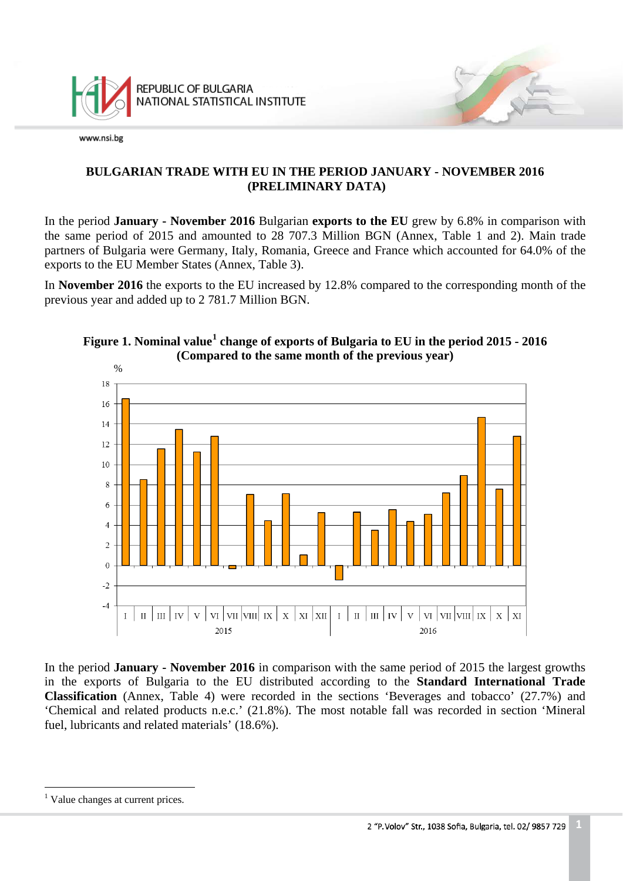# BULGARIAN TRADE WITH EU IN THE PERIOD JANUARY - NOVEMBER 2016 (PRELIMINARY DATA)

In the period **January - November 2016** Bulgarian **exports to the EU** grew by 6.8% in comparison with the same period of 2015 and amounted to 28 707.3 Million BGN (Annex, Table 1 and 2). Main trade partners of Bulgaria were Germany, Italy, Romania, Greece and France which accounted for 64.0% of the exports to the EU Member States (Annex, Table 3).

In **November 2016** the exports to the EU increased by 12.8% compared to the corresponding month of the previous year and added up to 2 781.7 Million BGN.

**Figure 1. Nominal value[1] change of exports of Bulgaria to EU in the period 2015 - 2016 (Compared to the same month of the previous year)**

In the period **January - November 2016** in comparison with the same period of 2015 the largest growths in the exports of Bulgaria to the EU distributed according to the **Standard International Trade Classification** (Annex, Table 4) were recorded in the sections 'Beverages and tobacco' (27.7%) and 'Chemical and related products n.e.c.' (21.8%). The most notable fall was recorded in section 'Mineral fuel, lubricants and related materials' (18.6%).

[1] Value changes at current prices.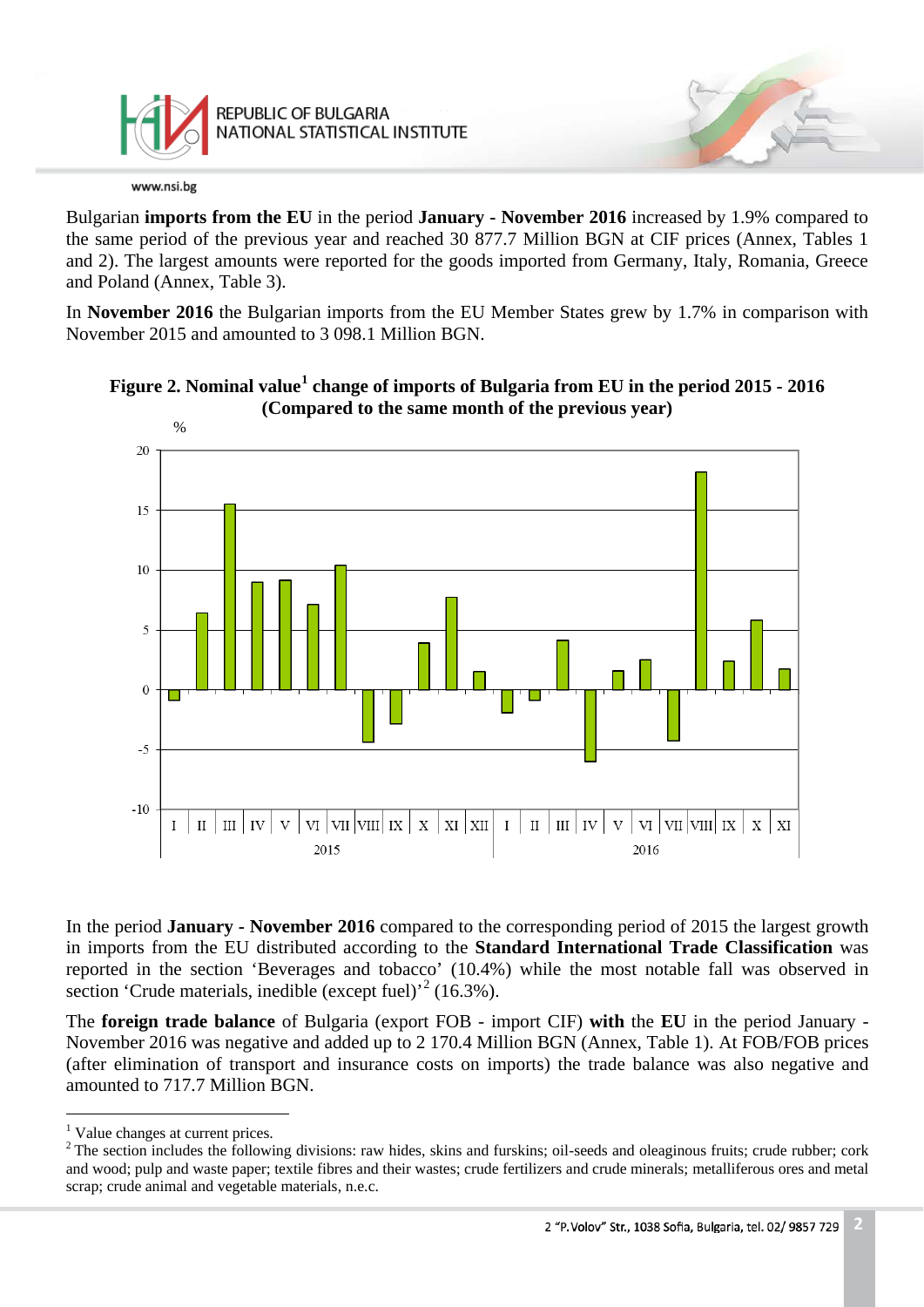Bulgarian **imports from the EU** in the period **January - November 2016** increased by 1.9% compared to the same period of the previous year and reached 30 877.7 Million BGN at CIF prices (Annex, Tables 1 and 2). The largest amounts were reported for the goods imported from Germany, Italy, Romania, Greece and Poland (Annex, Table 3).

In **November 2016** the Bulgarian imports from the EU Member States grew by 1.7% in comparison with November 2015 and amounted to 3 098.1 Million BGN.

**Figure 2. Nominal value[1] change of imports of Bulgaria from EU in the period 2015 - 2016 (Compared to the same month of the previous year)**

In the period **January - November 2016** compared to the corresponding period of 2015 the largest growth in imports from the EU distributed according to the **Standard International Trade Classification** was reported in the section 'Beverages and tobacco' (10.4%) while the most notable fall was observed in section 'Crude materials, inedible (except fuel)'[2] (16.3%).

The **foreign trade balance** of Bulgaria (export FOB - import CIF) **with** the **EU** in the period January - November 2016 was negative and added up to 2 170.4 Million BGN (Annex, Table 1). At FOB/FOB prices (after elimination of transport and insurance costs on imports) the trade balance was also negative and amounted to 717.7 Million BGN.

---

[1] Value changes at current prices.

[2] The section includes the following divisions: raw hides, skins and furskins; oil-seeds and oleaginous fruits; crude rubber; cork and wood; pulp and waste paper; textile fibres and their wastes; crude fertilizers and crude minerals; metalliferous ores and metal scrap; crude animal and vegetable materials, n.e.c.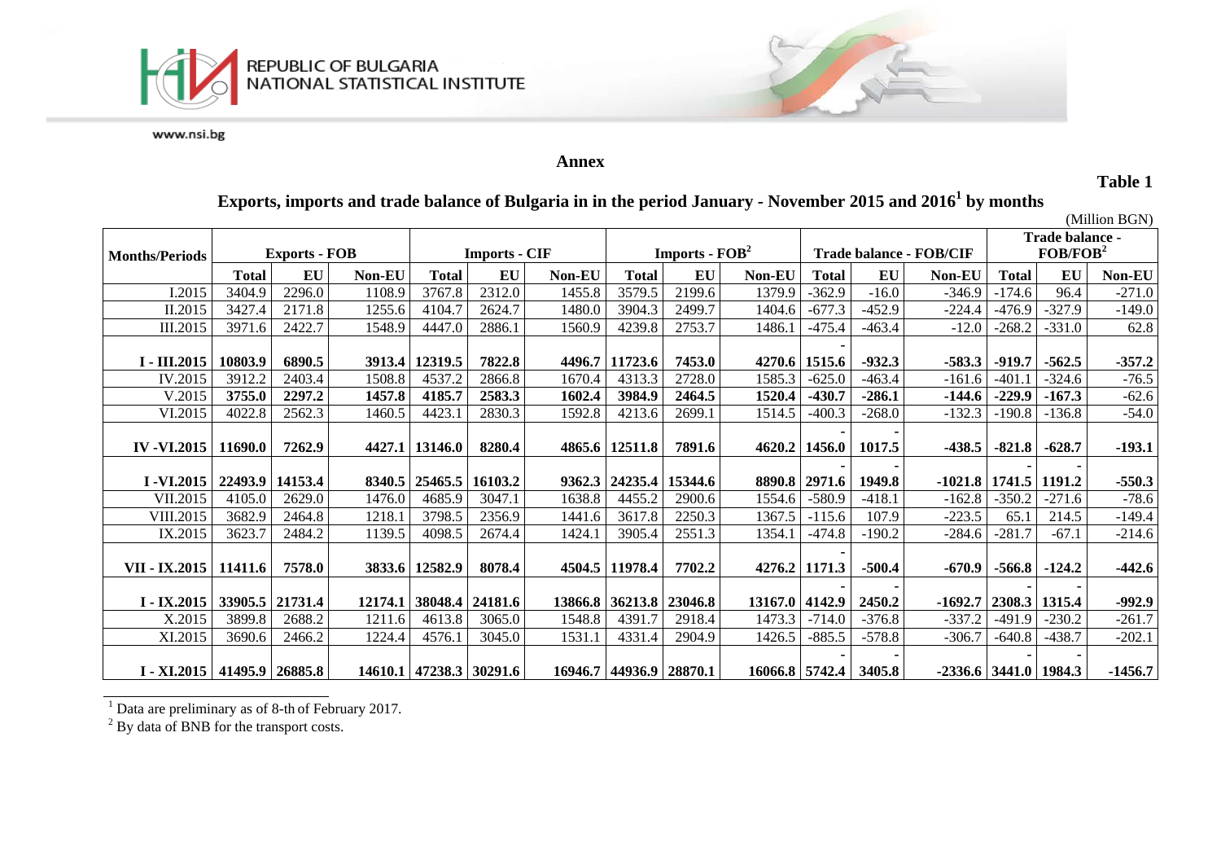REPUBLIC OF BULGARIA
NATIONAL STATISTICAL INSTITUTE

www.nsi.bg

## Annex

**Table 1**

### Exports, imports and trade balance of Bulgaria in in the period January - November 2015 and 2016[1] by months

(Million BGN)

| Months/Periods | Exports - FOB | | | Imports - CIF | | | Imports - FOB[2] | | | Trade balance - FOB/CIF | | | Trade balance - FOB/FOB[2] | | |
|---|---|---|---|---|---|---|---|---|---|---|---|---|---|---|---|
| | Total | EU | Non-EU | Total | EU | Non-EU | Total | EU | Non-EU | Total | EU | Non-EU | Total | EU | Non-EU |
| I.2015 | 3404.9 | 2296.0 | 1108.9 | 3767.8 | 2312.0 | 1455.8 | 3579.5 | 2199.6 | 1379.9 | -362.9 | -16.0 | -346.9 | -174.6 | 96.4 | -271.0 |
| II.2015 | 3427.4 | 2171.8 | 1255.6 | 4104.7 | 2624.7 | 1480.0 | 3904.3 | 2499.7 | 1404.6 | -677.3 | -452.9 | -224.4 | -476.9 | -327.9 | -149.0 |
| III.2015 | 3971.6 | 2422.7 | 1548.9 | 4447.0 | 2886.1 | 1560.9 | 4239.8 | 2753.7 | 1486.1 | -475.4 | -463.4 | -12.0 | -268.2 | -331.0 | 62.8 |
| **I - III.2015** | **10803.9** | **6890.5** | **3913.4** | **12319.5** | **7822.8** | **4496.7** | **11723.6** | **7453.0** | **4270.6** | **-1515.6** | **-932.3** | **-583.3** | **-919.7** | **-562.5** | **-357.2** |
| IV.2015 | 3912.2 | 2403.4 | 1508.8 | 4537.2 | 2866.8 | 1670.4 | 4313.3 | 2728.0 | 1585.3 | -625.0 | -463.4 | -161.6 | -401.1 | -324.6 | -76.5 |
| V.2015 | **3755.0** | **2297.2** | **1457.8** | **4185.7** | **2583.3** | **1602.4** | **3984.9** | **2464.5** | **1520.4** | **-430.7** | **-286.1** | **-144.6** | **-229.9** | **-167.3** | **-62.6** |
| VI.2015 | 4022.8 | 2562.3 | 1460.5 | 4423.1 | 2830.3 | 1592.8 | 4213.6 | 2699.1 | 1514.5 | -400.3 | -268.0 | -132.3 | -190.8 | -136.8 | -54.0 |
| **IV -VI.2015** | **11690.0** | **7262.9** | **4427.1** | **13146.0** | **8280.4** | **4865.6** | **12511.8** | **7891.6** | **4620.2** | **-1456.0** | **-1017.5** | **-438.5** | **-821.8** | **-628.7** | **-193.1** |
| **I -VI.2015** | **22493.9** | **14153.4** | **8340.5** | **25465.5** | **16103.2** | **9362.3** | **24235.4** | **15344.6** | **8890.8** | **-2971.6** | **-1949.8** | **-1021.8** | **-1741.5** | **-1191.2** | **-550.3** |
| VII.2015 | 4105.0 | 2629.0 | 1476.0 | 4685.9 | 3047.1 | 1638.8 | 4455.2 | 2900.6 | 1554.6 | -580.9 | -418.1 | -162.8 | -350.2 | -271.6 | -78.6 |
| VIII.2015 | 3682.9 | 2464.8 | 1218.1 | 3798.5 | 2356.9 | 1441.6 | 3617.8 | 2250.3 | 1367.5 | -115.6 | 107.9 | -223.5 | 65.1 | 214.5 | -149.4 |
| IX.2015 | 3623.7 | 2484.2 | 1139.5 | 4098.5 | 2674.4 | 1424.1 | 3905.4 | 2551.3 | 1354.1 | -474.8 | -190.2 | -284.6 | -281.7 | -67.1 | -214.6 |
| **VII - IX.2015** | **11411.6** | **7578.0** | **3833.6** | **12582.9** | **8078.4** | **4504.5** | **11978.4** | **7702.2** | **4276.2** | **-1171.3** | **-500.4** | **-670.9** | **-566.8** | **-124.2** | **-442.6** |
| **I - IX.2015** | **33905.5** | **21731.4** | **12174.1** | **38048.4** | **24181.6** | **13866.8** | **36213.8** | **23046.8** | **13167.0** | **-4142.9** | **-2450.2** | **-1692.7** | **-2308.3** | **-1315.4** | **-992.9** |
| X.2015 | 3899.8 | 2688.2 | 1211.6 | 4613.8 | 3065.0 | 1548.8 | 4391.7 | 2918.4 | 1473.3 | -714.0 | -376.8 | -337.2 | -491.9 | -230.2 | -261.7 |
| XI.2015 | 3690.6 | 2466.2 | 1224.4 | 4576.1 | 3045.0 | 1531.1 | 4331.4 | 2904.9 | 1426.5 | -885.5 | -578.8 | -306.7 | -640.8 | -438.7 | -202.1 |
| **I - XI.2015** | **41495.9** | **26885.8** | **14610.1** | **47238.3** | **30291.6** | **16946.7** | **44936.9** | **28870.1** | **16066.8** | **-5742.4** | **-3405.8** | **-2336.6** | **-3441.0** | **-1984.3** | **-1456.7** |

[1] Data are preliminary as of 8-th of February 2017.

[2] By data of BNB for the transport costs.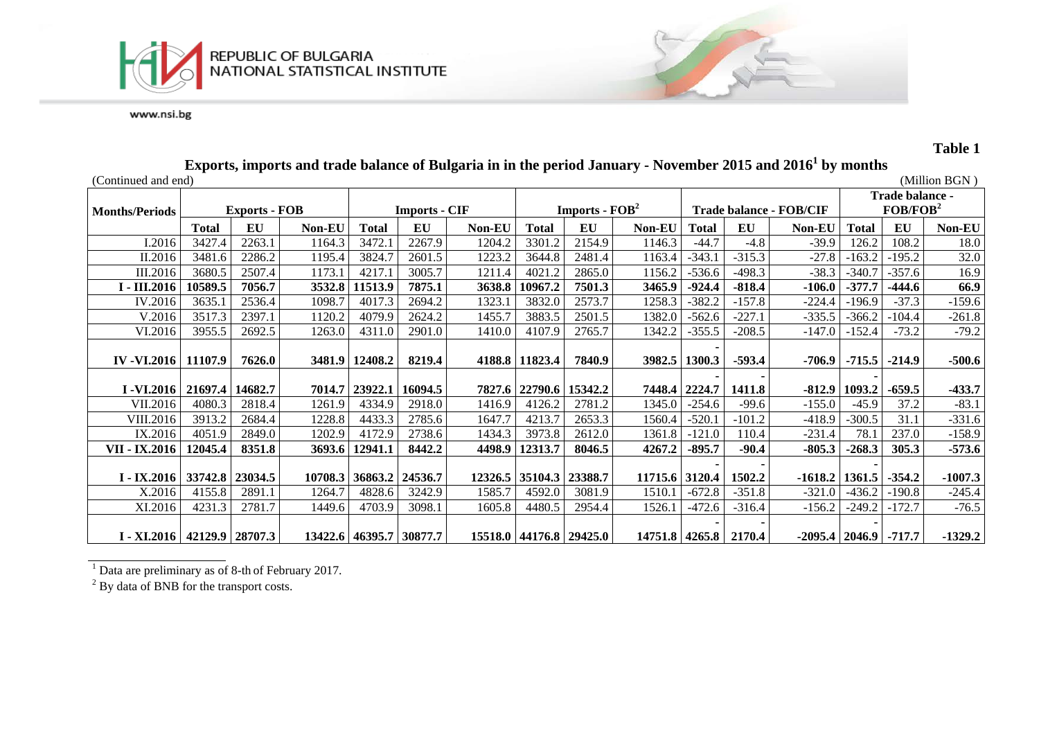**Table 1**

## Exports, imports and trade balance of Bulgaria in in the period January - November 2015 and 2016[1] by months

(Continued and end) (Million BGN )

| Months/Periods | Exports - FOB | | | Imports - CIF | | | Imports - FOB[2] | | | Trade balance - FOB/CIF | | | Trade balance - FOB/FOB[2] | | |
|---|---|---|---|---|---|---|---|---|---|---|---|---|---|---|---|
| | Total | EU | Non-EU | Total | EU | Non-EU | Total | EU | Non-EU | Total | EU | Non-EU | Total | EU | Non-EU |
| I.2016 | 3427.4 | 2263.1 | 1164.3 | 3472.1 | 2267.9 | 1204.2 | 3301.2 | 2154.9 | 1146.3 | -44.7 | -4.8 | -39.9 | 126.2 | 108.2 | 18.0 |
| II.2016 | 3481.6 | 2286.2 | 1195.4 | 3824.7 | 2601.5 | 1223.2 | 3644.8 | 2481.4 | 1163.4 | -343.1 | -315.3 | -27.8 | -163.2 | -195.2 | 32.0 |
| III.2016 | 3680.5 | 2507.4 | 1173.1 | 4217.1 | 3005.7 | 1211.4 | 4021.2 | 2865.0 | 1156.2 | -536.6 | -498.3 | -38.3 | -340.7 | -357.6 | 16.9 |
| **I - III.2016** | **10589.5** | **7056.7** | **3532.8** | **11513.9** | **7875.1** | **3638.8** | **10967.2** | **7501.3** | **3465.9** | **-924.4** | **-818.4** | **-106.0** | **-377.7** | **-444.6** | **66.9** |
| IV.2016 | 3635.1 | 2536.4 | 1098.7 | 4017.3 | 2694.2 | 1323.1 | 3832.0 | 2573.7 | 1258.3 | -382.2 | -157.8 | -224.4 | -196.9 | -37.3 | -159.6 |
| V.2016 | 3517.3 | 2397.1 | 1120.2 | 4079.9 | 2624.2 | 1455.7 | 3883.5 | 2501.5 | 1382.0 | -562.6 | -227.1 | -335.5 | -366.2 | -104.4 | -261.8 |
| VI.2016 | 3955.5 | 2692.5 | 1263.0 | 4311.0 | 2901.0 | 1410.0 | 4107.9 | 2765.7 | 1342.2 | -355.5 | -208.5 | -147.0 | -152.4 | -73.2 | -79.2 |
| **IV -VI.2016** | **11107.9** | **7626.0** | **3481.9** | **12408.2** | **8219.4** | **4188.8** | **11823.4** | **7840.9** | **3982.5** | **-1300.3** | **-593.4** | **-706.9** | **-715.5** | **-214.9** | **-500.6** |
| **I -VI.2016** | **21697.4** | **14682.7** | **7014.7** | **23922.1** | **16094.5** | **7827.6** | **22790.6** | **15342.2** | **7448.4** | **-2224.7** | **-1411.8** | **-812.9** | **-1093.2** | **-659.5** | **-433.7** |
| VII.2016 | 4080.3 | 2818.4 | 1261.9 | 4334.9 | 2918.0 | 1416.9 | 4126.2 | 2781.2 | 1345.0 | -254.6 | -99.6 | -155.0 | -45.9 | 37.2 | -83.1 |
| VIII.2016 | 3913.2 | 2684.4 | 1228.8 | 4433.3 | 2785.6 | 1647.7 | 4213.7 | 2653.3 | 1560.4 | -520.1 | -101.2 | -418.9 | -300.5 | 31.1 | -331.6 |
| IX.2016 | 4051.9 | 2849.0 | 1202.9 | 4172.9 | 2738.6 | 1434.3 | 3973.8 | 2612.0 | 1361.8 | -121.0 | 110.4 | -231.4 | 78.1 | 237.0 | -158.9 |
| **VII - IX.2016** | **12045.4** | **8351.8** | **3693.6** | **12941.1** | **8442.2** | **4498.9** | **12313.7** | **8046.5** | **4267.2** | **-895.7** | **-90.4** | **-805.3** | **-268.3** | **305.3** | **-573.6** |
| **I - IX.2016** | **33742.8** | **23034.5** | **10708.3** | **36863.2** | **24536.7** | **12326.5** | **35104.3** | **23388.7** | **11715.6** | **-3120.4** | **-1502.2** | **-1618.2** | **-1361.5** | **-354.2** | **-1007.3** |
| X.2016 | 4155.8 | 2891.1 | 1264.7 | 4828.6 | 3242.9 | 1585.7 | 4592.0 | 3081.9 | 1510.1 | -672.8 | -351.8 | -321.0 | -436.2 | -190.8 | -245.4 |
| XI.2016 | 4231.3 | 2781.7 | 1449.6 | 4703.9 | 3098.1 | 1605.8 | 4480.5 | 2954.4 | 1526.1 | -472.6 | -316.4 | -156.2 | -249.2 | -172.7 | -76.5 |
| **I - XI.2016** | **42129.9** | **28707.3** | **13422.6** | **46395.7** | **30877.7** | **15518.0** | **44176.8** | **29425.0** | **14751.8** | **-4265.8** | **-2170.4** | **-2095.4** | **-2046.9** | **-717.7** | **-1329.2** |

[1] Data are preliminary as of 8-th of February 2017.

[2] By data of BNB for the transport costs.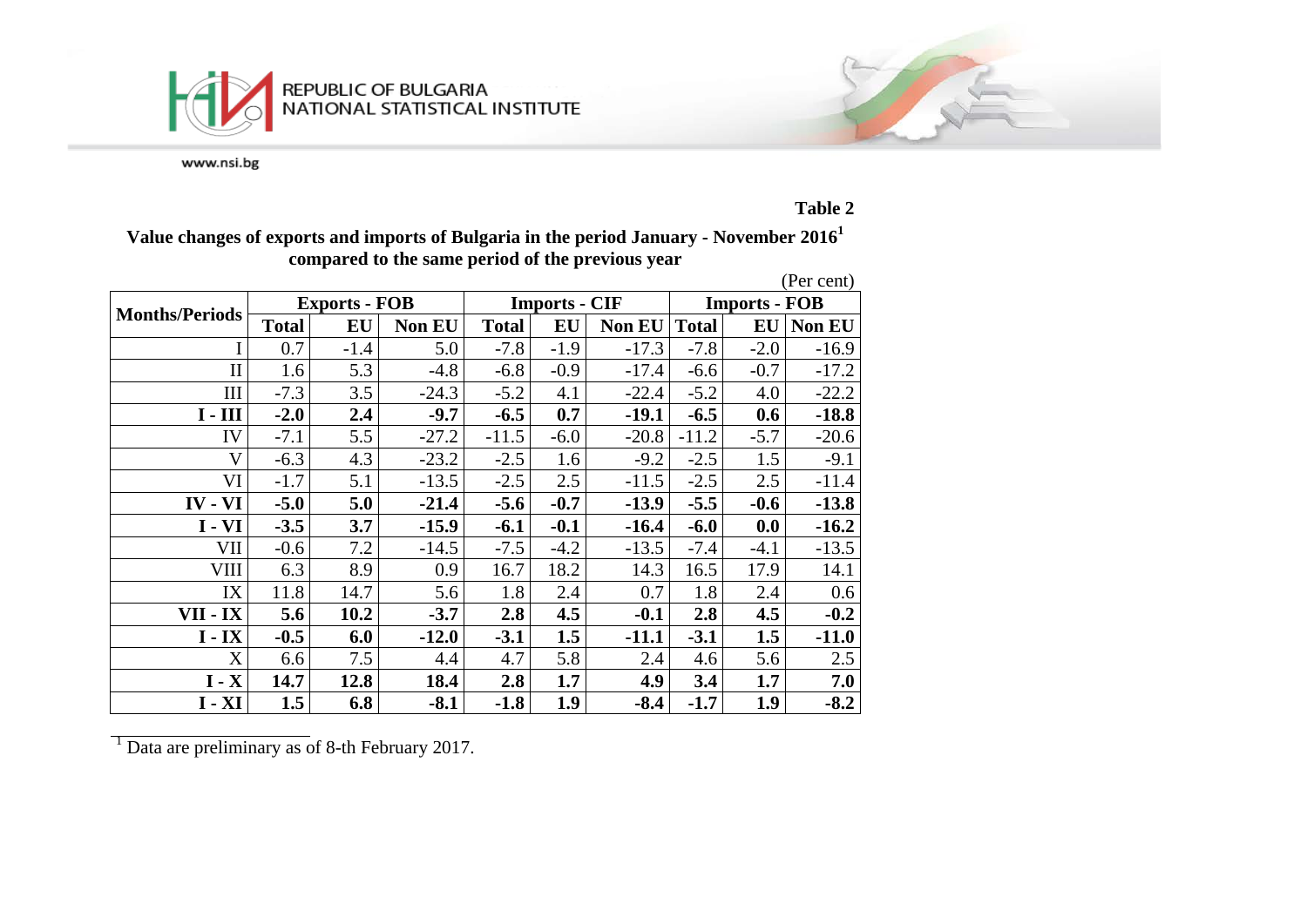**Table 2**

**Value changes of exports and imports of Bulgaria in the period January - November 2016[1] compared to the same period of the previous year**

(Per cent)

| Months/Periods | Exports - FOB | | | Imports - CIF | | | Imports - FOB | | |
|---|---|---|---|---|---|---|---|---|---|
| | Total | EU | Non EU | Total | EU | Non EU | Total | EU | Non EU |
| I | 0.7 | -1.4 | 5.0 | -7.8 | -1.9 | -17.3 | -7.8 | -2.0 | -16.9 |
| II | 1.6 | 5.3 | -4.8 | -6.8 | -0.9 | -17.4 | -6.6 | -0.7 | -17.2 |
| III | -7.3 | 3.5 | -24.3 | -5.2 | 4.1 | -22.4 | -5.2 | 4.0 | -22.2 |
| **I - III** | **-2.0** | **2.4** | **-9.7** | **-6.5** | **0.7** | **-19.1** | **-6.5** | **0.6** | **-18.8** |
| IV | -7.1 | 5.5 | -27.2 | -11.5 | -6.0 | -20.8 | -11.2 | -5.7 | -20.6 |
| V | -6.3 | 4.3 | -23.2 | -2.5 | 1.6 | -9.2 | -2.5 | 1.5 | -9.1 |
| VI | -1.7 | 5.1 | -13.5 | -2.5 | 2.5 | -11.5 | -2.5 | 2.5 | -11.4 |
| **IV - VI** | **-5.0** | **5.0** | **-21.4** | **-5.6** | **-0.7** | **-13.9** | **-5.5** | **-0.6** | **-13.8** |
| **I - VI** | **-3.5** | **3.7** | **-15.9** | **-6.1** | **-0.1** | **-16.4** | **-6.0** | **0.0** | **-16.2** |
| VII | -0.6 | 7.2 | -14.5 | -7.5 | -4.2 | -13.5 | -7.4 | -4.1 | -13.5 |
| VIII | 6.3 | 8.9 | 0.9 | 16.7 | 18.2 | 14.3 | 16.5 | 17.9 | 14.1 |
| IX | 11.8 | 14.7 | 5.6 | 1.8 | 2.4 | 0.7 | 1.8 | 2.4 | 0.6 |
| **VII - IX** | **5.6** | **10.2** | **-3.7** | **2.8** | **4.5** | **-0.1** | **2.8** | **4.5** | **-0.2** |
| **I - IX** | **-0.5** | **6.0** | **-12.0** | **-3.1** | **1.5** | **-11.1** | **-3.1** | **1.5** | **-11.0** |
| X | 6.6 | 7.5 | 4.4 | 4.7 | 5.8 | 2.4 | 4.6 | 5.6 | 2.5 |
| **I - X** | **14.7** | **12.8** | **18.4** | **2.8** | **1.7** | **4.9** | **3.4** | **1.7** | **7.0** |
| **I - XI** | **1.5** | **6.8** | **-8.1** | **-1.8** | **1.9** | **-8.4** | **-1.7** | **1.9** | **-8.2** |

[1] Data are preliminary as of 8-th February 2017.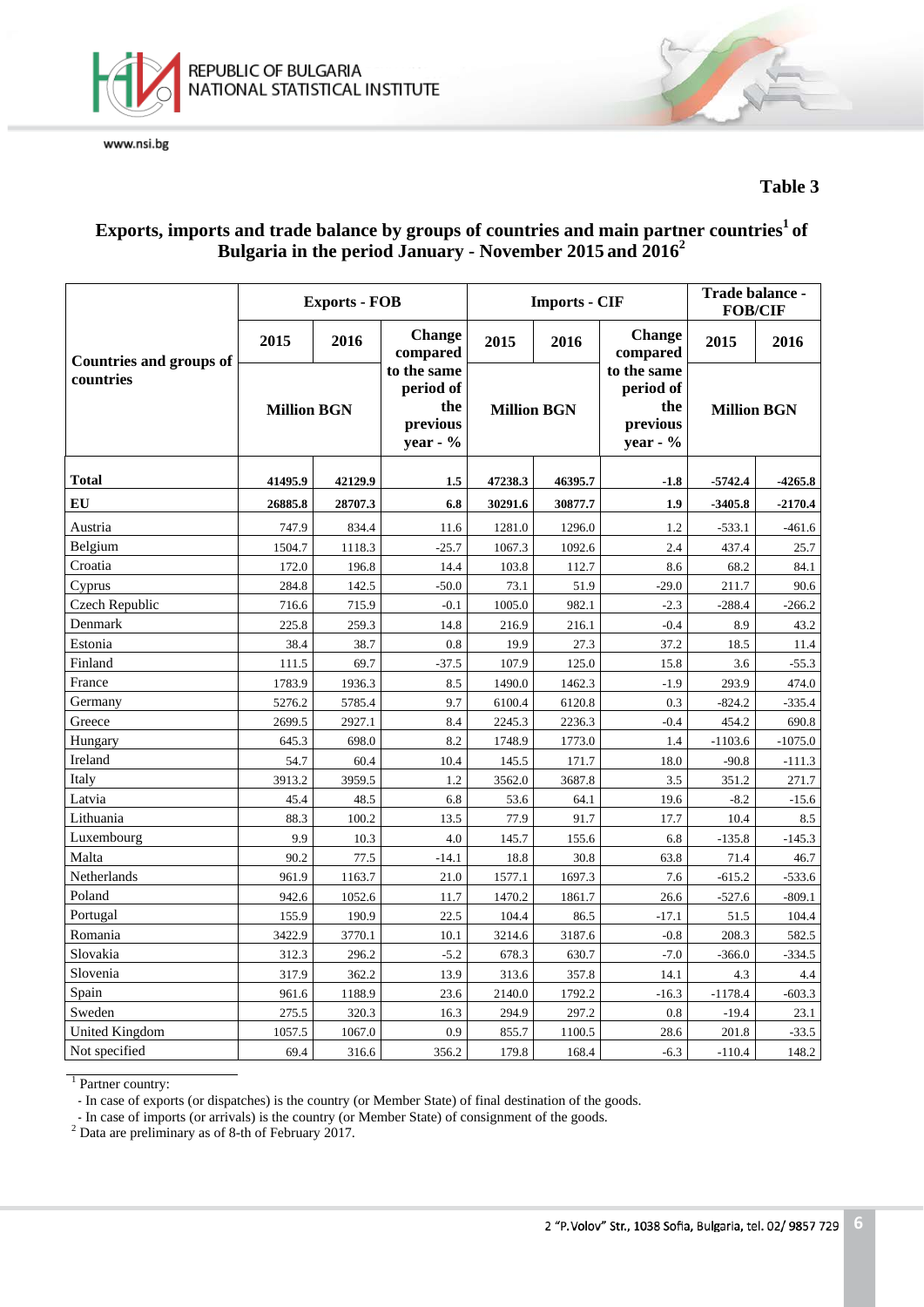**Table 3**

## Exports, imports and trade balance by groups of countries and main partner countries[1] of Bulgaria in the period January - November 2015 and 2016[2]

| Countries and groups of countries | Exports - FOB | | | Imports - CIF | | | Trade balance - FOB/CIF | |
|---|---|---|---|---|---|---|---|---|
| | 2015 | 2016 | Change compared to the same period of the previous year - % | 2015 | 2016 | Change compared to the same period of the previous year - % | 2015 | 2016 |
| | Million BGN | | | Million BGN | | | Million BGN | |
| **Total** | **41495.9** | **42129.9** | **1.5** | **47238.3** | **46395.7** | **-1.8** | **-5742.4** | **-4265.8** |
| **EU** | **26885.8** | **28707.3** | **6.8** | **30291.6** | **30877.7** | **1.9** | **-3405.8** | **-2170.4** |
| Austria | 747.9 | 834.4 | 11.6 | 1281.0 | 1296.0 | 1.2 | -533.1 | -461.6 |
| Belgium | 1504.7 | 1118.3 | -25.7 | 1067.3 | 1092.6 | 2.4 | 437.4 | 25.7 |
| Croatia | 172.0 | 196.8 | 14.4 | 103.8 | 112.7 | 8.6 | 68.2 | 84.1 |
| Cyprus | 284.8 | 142.5 | -50.0 | 73.1 | 51.9 | -29.0 | 211.7 | 90.6 |
| Czech Republic | 716.6 | 715.9 | -0.1 | 1005.0 | 982.1 | -2.3 | -288.4 | -266.2 |
| Denmark | 225.8 | 259.3 | 14.8 | 216.9 | 216.1 | -0.4 | 8.9 | 43.2 |
| Estonia | 38.4 | 38.7 | 0.8 | 19.9 | 27.3 | 37.2 | 18.5 | 11.4 |
| Finland | 111.5 | 69.7 | -37.5 | 107.9 | 125.0 | 15.8 | 3.6 | -55.3 |
| France | 1783.9 | 1936.3 | 8.5 | 1490.0 | 1462.3 | -1.9 | 293.9 | 474.0 |
| Germany | 5276.2 | 5785.4 | 9.7 | 6100.4 | 6120.8 | 0.3 | -824.2 | -335.4 |
| Greece | 2699.5 | 2927.1 | 8.4 | 2245.3 | 2236.3 | -0.4 | 454.2 | 690.8 |
| Hungary | 645.3 | 698.0 | 8.2 | 1748.9 | 1773.0 | 1.4 | -1103.6 | -1075.0 |
| Ireland | 54.7 | 60.4 | 10.4 | 145.5 | 171.7 | 18.0 | -90.8 | -111.3 |
| Italy | 3913.2 | 3959.5 | 1.2 | 3562.0 | 3687.8 | 3.5 | 351.2 | 271.7 |
| Latvia | 45.4 | 48.5 | 6.8 | 53.6 | 64.1 | 19.6 | -8.2 | -15.6 |
| Lithuania | 88.3 | 100.2 | 13.5 | 77.9 | 91.7 | 17.7 | 10.4 | 8.5 |
| Luxembourg | 9.9 | 10.3 | 4.0 | 145.7 | 155.6 | 6.8 | -135.8 | -145.3 |
| Malta | 90.2 | 77.5 | -14.1 | 18.8 | 30.8 | 63.8 | 71.4 | 46.7 |
| Netherlands | 961.9 | 1163.7 | 21.0 | 1577.1 | 1697.3 | 7.6 | -615.2 | -533.6 |
| Poland | 942.6 | 1052.6 | 11.7 | 1470.2 | 1861.7 | 26.6 | -527.6 | -809.1 |
| Portugal | 155.9 | 190.9 | 22.5 | 104.4 | 86.5 | -17.1 | 51.5 | 104.4 |
| Romania | 3422.9 | 3770.1 | 10.1 | 3214.6 | 3187.6 | -0.8 | 208.3 | 582.5 |
| Slovakia | 312.3 | 296.2 | -5.2 | 678.3 | 630.7 | -7.0 | -366.0 | -334.5 |
| Slovenia | 317.9 | 362.2 | 13.9 | 313.6 | 357.8 | 14.1 | 4.3 | 4.4 |
| Spain | 961.6 | 1188.9 | 23.6 | 2140.0 | 1792.2 | -16.3 | -1178.4 | -603.3 |
| Sweden | 275.5 | 320.3 | 16.3 | 294.9 | 297.2 | 0.8 | -19.4 | 23.1 |
| United Kingdom | 1057.5 | 1067.0 | 0.9 | 855.7 | 1100.5 | 28.6 | 201.8 | -33.5 |
| Not specified | 69.4 | 316.6 | 356.2 | 179.8 | 168.4 | -6.3 | -110.4 | 148.2 |

[1] Partner country:
- In case of exports (or dispatches) is the country (or Member State) of final destination of the goods.
- In case of imports (or arrivals) is the country (or Member State) of consignment of the goods.

[2] Data are preliminary as of 8-th of February 2017.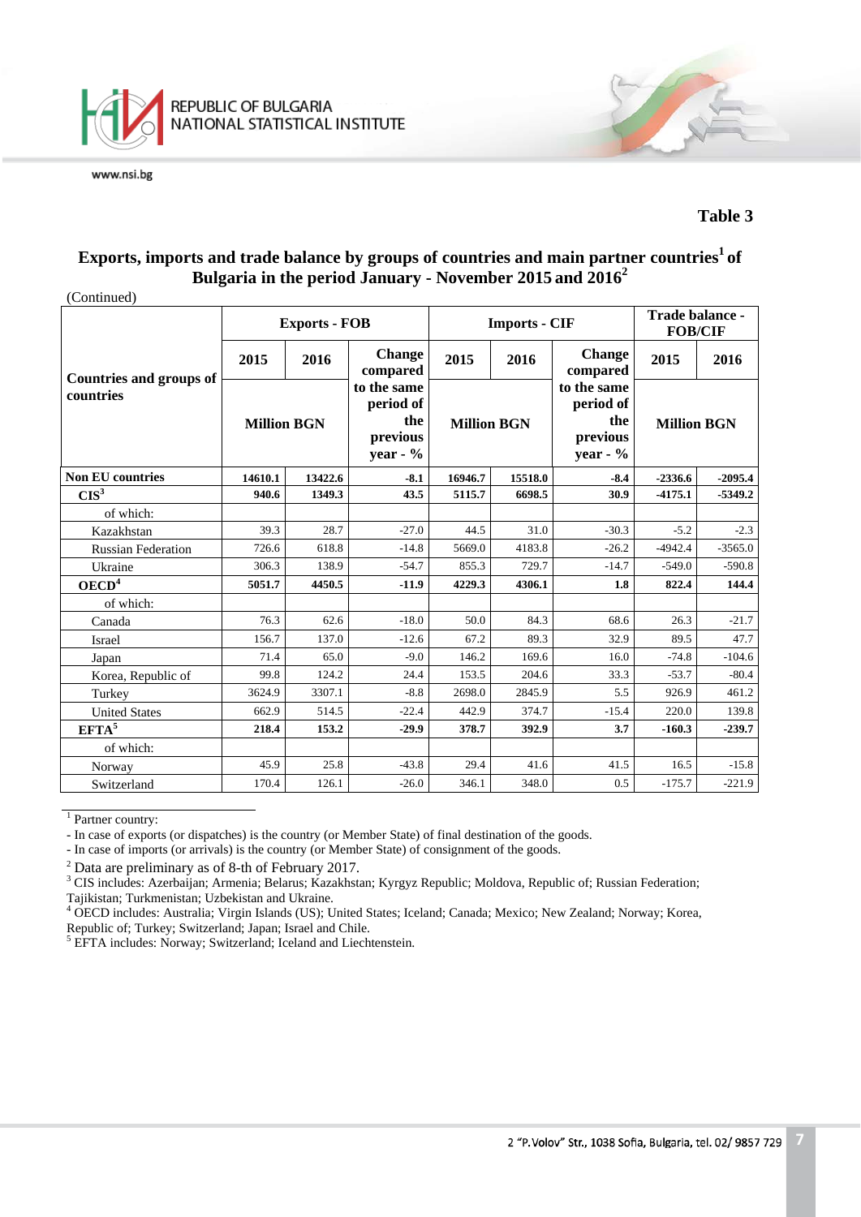## Table 3

### Exports, imports and trade balance by groups of countries and main partner countries[1] of Bulgaria in the period January - November 2015 and 2016[2]

(Continued)

| Countries and groups of countries | Exports - FOB | | | Imports - CIF | | | Trade balance - FOB/CIF | |
|---|---|---|---|---|---|---|---|---|
| | 2015 | 2016 | Change compared to the same period of the previous year - % | 2015 | 2016 | Change compared to the same period of the previous year - % | 2015 | 2016 |
| | Million BGN | | | Million BGN | | | Million BGN | |
| **Non EU countries** | **14610.1** | **13422.6** | **-8.1** | **16946.7** | **15518.0** | **-8.4** | **-2336.6** | **-2095.4** |
| **CIS[3]** | **940.6** | **1349.3** | **43.5** | **5115.7** | **6698.5** | **30.9** | **-4175.1** | **-5349.2** |
| of which: | | | | | | | | |
| Kazakhstan | 39.3 | 28.7 | -27.0 | 44.5 | 31.0 | -30.3 | -5.2 | -2.3 |
| Russian Federation | 726.6 | 618.8 | -14.8 | 5669.0 | 4183.8 | -26.2 | -4942.4 | -3565.0 |
| Ukraine | 306.3 | 138.9 | -54.7 | 855.3 | 729.7 | -14.7 | -549.0 | -590.8 |
| **OECD[4]** | **5051.7** | **4450.5** | **-11.9** | **4229.3** | **4306.1** | **1.8** | **822.4** | **144.4** |
| of which: | | | | | | | | |
| Canada | 76.3 | 62.6 | -18.0 | 50.0 | 84.3 | 68.6 | 26.3 | -21.7 |
| Israel | 156.7 | 137.0 | -12.6 | 67.2 | 89.3 | 32.9 | 89.5 | 47.7 |
| Japan | 71.4 | 65.0 | -9.0 | 146.2 | 169.6 | 16.0 | -74.8 | -104.6 |
| Korea, Republic of | 99.8 | 124.2 | 24.4 | 153.5 | 204.6 | 33.3 | -53.7 | -80.4 |
| Turkey | 3624.9 | 3307.1 | -8.8 | 2698.0 | 2845.9 | 5.5 | 926.9 | 461.2 |
| United States | 662.9 | 514.5 | -22.4 | 442.9 | 374.7 | -15.4 | 220.0 | 139.8 |
| **EFTA[5]** | **218.4** | **153.2** | **-29.9** | **378.7** | **392.9** | **3.7** | **-160.3** | **-239.7** |
| of which: | | | | | | | | |
| Norway | 45.9 | 25.8 | -43.8 | 29.4 | 41.6 | 41.5 | 16.5 | -15.8 |
| Switzerland | 170.4 | 126.1 | -26.0 | 346.1 | 348.0 | 0.5 | -175.7 | -221.9 |

[1] Partner country:
- In case of exports (or dispatches) is the country (or Member State) of final destination of the goods.
- In case of imports (or arrivals) is the country (or Member State) of consignment of the goods.

[2] Data are preliminary as of 8-th of February 2017.

[3] CIS includes: Azerbaijan; Armenia; Belarus; Kazakhstan; Kyrgyz Republic; Moldova, Republic of; Russian Federation; Tajikistan; Turkmenistan; Uzbekistan and Ukraine.

[4] OECD includes: Australia; Virgin Islands (US); United States; Iceland; Canada; Mexico; New Zealand; Norway; Korea, Republic of; Turkey; Switzerland; Japan; Israel and Chile.

[5] EFTA includes: Norway; Switzerland; Iceland and Liechtenstein.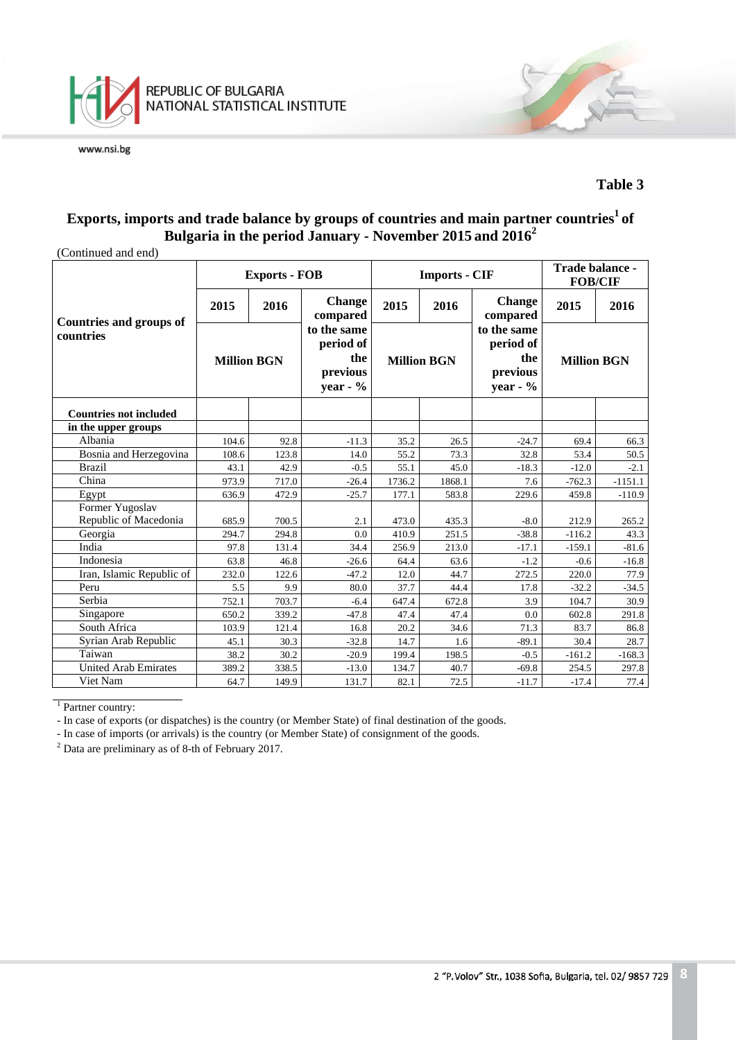**Table 3**

**Exports, imports and trade balance by groups of countries and main partner countries[1] of Bulgaria in the period January - November 2015 and 2016[2]**

(Continued and end)

| Countries and groups of countries | Exports - FOB | | | Imports - CIF | | | Trade balance - FOB/CIF | |
|---|---|---|---|---|---|---|---|---|
| | 2015 | 2016 | Change compared to the same period of the previous year - % | 2015 | 2016 | Change compared to the same period of the previous year - % | 2015 | 2016 |
| | Million BGN | | | Million BGN | | | Million BGN | |
| **Countries not included in the upper groups** | | | | | | | | |
| Albania | 104.6 | 92.8 | -11.3 | 35.2 | 26.5 | -24.7 | 69.4 | 66.3 |
| Bosnia and Herzegovina | 108.6 | 123.8 | 14.0 | 55.2 | 73.3 | 32.8 | 53.4 | 50.5 |
| Brazil | 43.1 | 42.9 | -0.5 | 55.1 | 45.0 | -18.3 | -12.0 | -2.1 |
| China | 973.9 | 717.0 | -26.4 | 1736.2 | 1868.1 | 7.6 | -762.3 | -1151.1 |
| Egypt | 636.9 | 472.9 | -25.7 | 177.1 | 583.8 | 229.6 | 459.8 | -110.9 |
| Former Yugoslav Republic of Macedonia | 685.9 | 700.5 | 2.1 | 473.0 | 435.3 | -8.0 | 212.9 | 265.2 |
| Georgia | 294.7 | 294.8 | 0.0 | 410.9 | 251.5 | -38.8 | -116.2 | 43.3 |
| India | 97.8 | 131.4 | 34.4 | 256.9 | 213.0 | -17.1 | -159.1 | -81.6 |
| Indonesia | 63.8 | 46.8 | -26.6 | 64.4 | 63.6 | -1.2 | -0.6 | -16.8 |
| Iran, Islamic Republic of | 232.0 | 122.6 | -47.2 | 12.0 | 44.7 | 272.5 | 220.0 | 77.9 |
| Peru | 5.5 | 9.9 | 80.0 | 37.7 | 44.4 | 17.8 | -32.2 | -34.5 |
| Serbia | 752.1 | 703.7 | -6.4 | 647.4 | 672.8 | 3.9 | 104.7 | 30.9 |
| Singapore | 650.2 | 339.2 | -47.8 | 47.4 | 47.4 | 0.0 | 602.8 | 291.8 |
| South Africa | 103.9 | 121.4 | 16.8 | 20.2 | 34.6 | 71.3 | 83.7 | 86.8 |
| Syrian Arab Republic | 45.1 | 30.3 | -32.8 | 14.7 | 1.6 | -89.1 | 30.4 | 28.7 |
| Taiwan | 38.2 | 30.2 | -20.9 | 199.4 | 198.5 | -0.5 | -161.2 | -168.3 |
| United Arab Emirates | 389.2 | 338.5 | -13.0 | 134.7 | 40.7 | -69.8 | 254.5 | 297.8 |
| Viet Nam | 64.7 | 149.9 | 131.7 | 82.1 | 72.5 | -11.7 | -17.4 | 77.4 |

[1] Partner country:

- In case of exports (or dispatches) is the country (or Member State) of final destination of the goods.
- In case of imports (or arrivals) is the country (or Member State) of consignment of the goods.

[2] Data are preliminary as of 8-th of February 2017.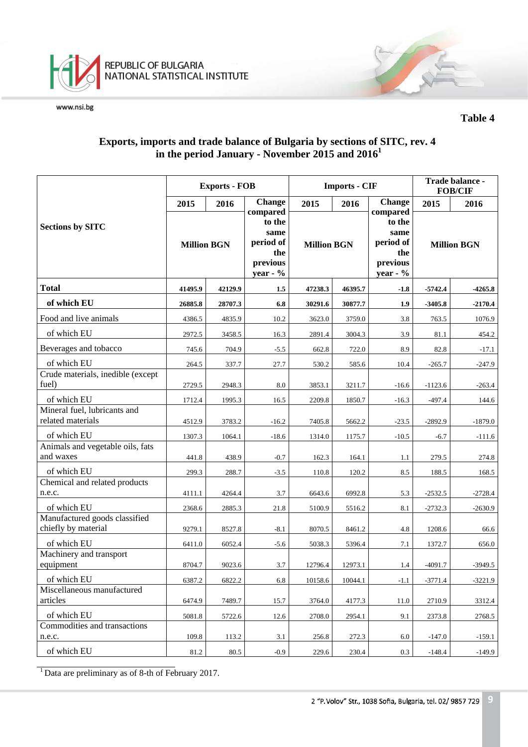**Table 4**

## Exports, imports and trade balance of Bulgaria by sections of SITC, rev. 4 in the period January - November 2015 and 2016[1]

| Sections by SITC | Exports - FOB | | | Imports - CIF | | | Trade balance - FOB/CIF | |
|---|---|---|---|---|---|---|---|---|
| | 2015 | 2016 | Change compared to the same period of the previous year - % | 2015 | 2016 | Change compared to the same period of the previous year - % | 2015 | 2016 |
| | Million BGN | | | Million BGN | | | Million BGN | |
| **Total** | **41495.9** | **42129.9** | **1.5** | **47238.3** | **46395.7** | **-1.8** | **-5742.4** | **-4265.8** |
| **of which EU** | **26885.8** | **28707.3** | **6.8** | **30291.6** | **30877.7** | **1.9** | **-3405.8** | **-2170.4** |
| Food and live animals | 4386.5 | 4835.9 | 10.2 | 3623.0 | 3759.0 | 3.8 | 763.5 | 1076.9 |
| of which EU | 2972.5 | 3458.5 | 16.3 | 2891.4 | 3004.3 | 3.9 | 81.1 | 454.2 |
| Beverages and tobacco | 745.6 | 704.9 | -5.5 | 662.8 | 722.0 | 8.9 | 82.8 | -17.1 |
| of which EU | 264.5 | 337.7 | 27.7 | 530.2 | 585.6 | 10.4 | -265.7 | -247.9 |
| Crude materials, inedible (except fuel) | 2729.5 | 2948.3 | 8.0 | 3853.1 | 3211.7 | -16.6 | -1123.6 | -263.4 |
| of which EU | 1712.4 | 1995.3 | 16.5 | 2209.8 | 1850.7 | -16.3 | -497.4 | 144.6 |
| Mineral fuel, lubricants and related materials | 4512.9 | 3783.2 | -16.2 | 7405.8 | 5662.2 | -23.5 | -2892.9 | -1879.0 |
| of which EU | 1307.3 | 1064.1 | -18.6 | 1314.0 | 1175.7 | -10.5 | -6.7 | -111.6 |
| Animals and vegetable oils, fats and waxes | 441.8 | 438.9 | -0.7 | 162.3 | 164.1 | 1.1 | 279.5 | 274.8 |
| of which EU | 299.3 | 288.7 | -3.5 | 110.8 | 120.2 | 8.5 | 188.5 | 168.5 |
| Chemical and related products n.e.c. | 4111.1 | 4264.4 | 3.7 | 6643.6 | 6992.8 | 5.3 | -2532.5 | -2728.4 |
| of which EU | 2368.6 | 2885.3 | 21.8 | 5100.9 | 5516.2 | 8.1 | -2732.3 | -2630.9 |
| Manufactured goods classified chiefly by material | 9279.1 | 8527.8 | -8.1 | 8070.5 | 8461.2 | 4.8 | 1208.6 | 66.6 |
| of which EU | 6411.0 | 6052.4 | -5.6 | 5038.3 | 5396.4 | 7.1 | 1372.7 | 656.0 |
| Machinery and transport equipment | 8704.7 | 9023.6 | 3.7 | 12796.4 | 12973.1 | 1.4 | -4091.7 | -3949.5 |
| of which EU | 6387.2 | 6822.2 | 6.8 | 10158.6 | 10044.1 | -1.1 | -3771.4 | -3221.9 |
| Miscellaneous manufactured articles | 6474.9 | 7489.7 | 15.7 | 3764.0 | 4177.3 | 11.0 | 2710.9 | 3312.4 |
| of which EU | 5081.8 | 5722.6 | 12.6 | 2708.0 | 2954.1 | 9.1 | 2373.8 | 2768.5 |
| Commodities and transactions n.e.c. | 109.8 | 113.2 | 3.1 | 256.8 | 272.3 | 6.0 | -147.0 | -159.1 |
| of which EU | 81.2 | 80.5 | -0.9 | 229.6 | 230.4 | 0.3 | -148.4 | -149.9 |

[1] Data are preliminary as of 8-th of February 2017.